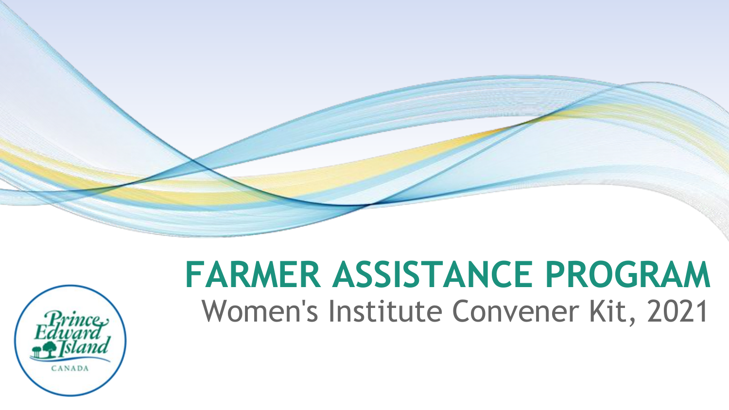# FARMER ASSISTANCE PROGRAM

Women's Institute Convener Kit, 2021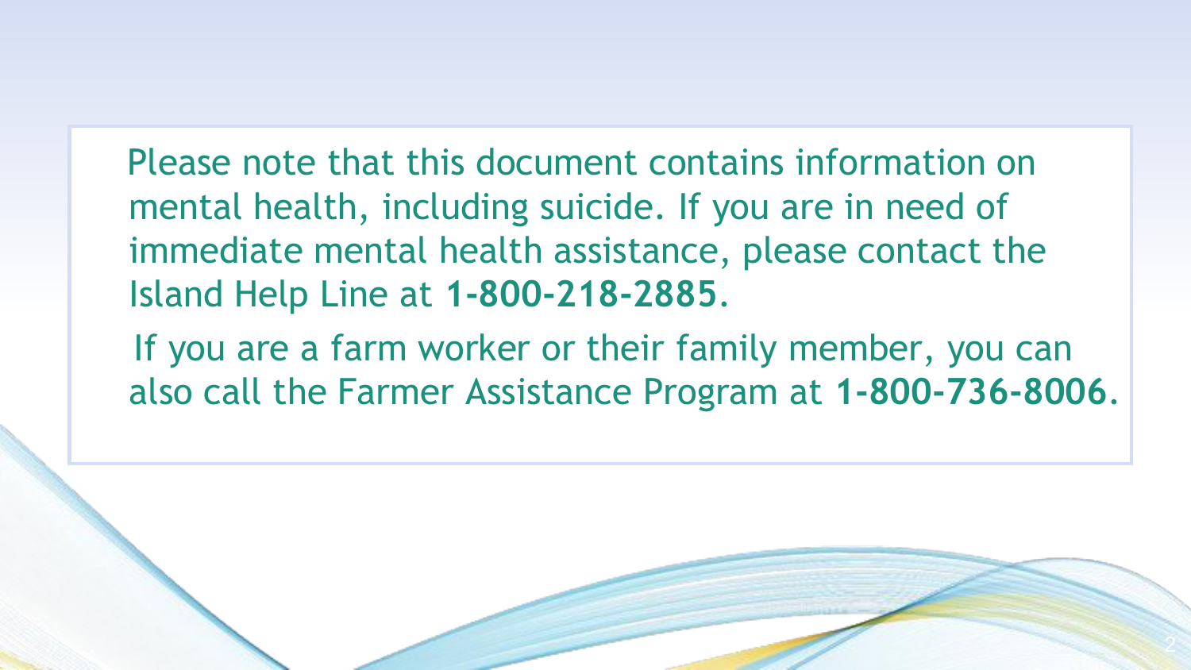Please note that this document contains information on mental health, including suicide. If you are in need of immediate mental health assistance, please contact the Island Help Line at **1-800-218-2885**.

If you are a farm worker or their family member, you can also call the Farmer Assistance Program at **1-800-736-8006**.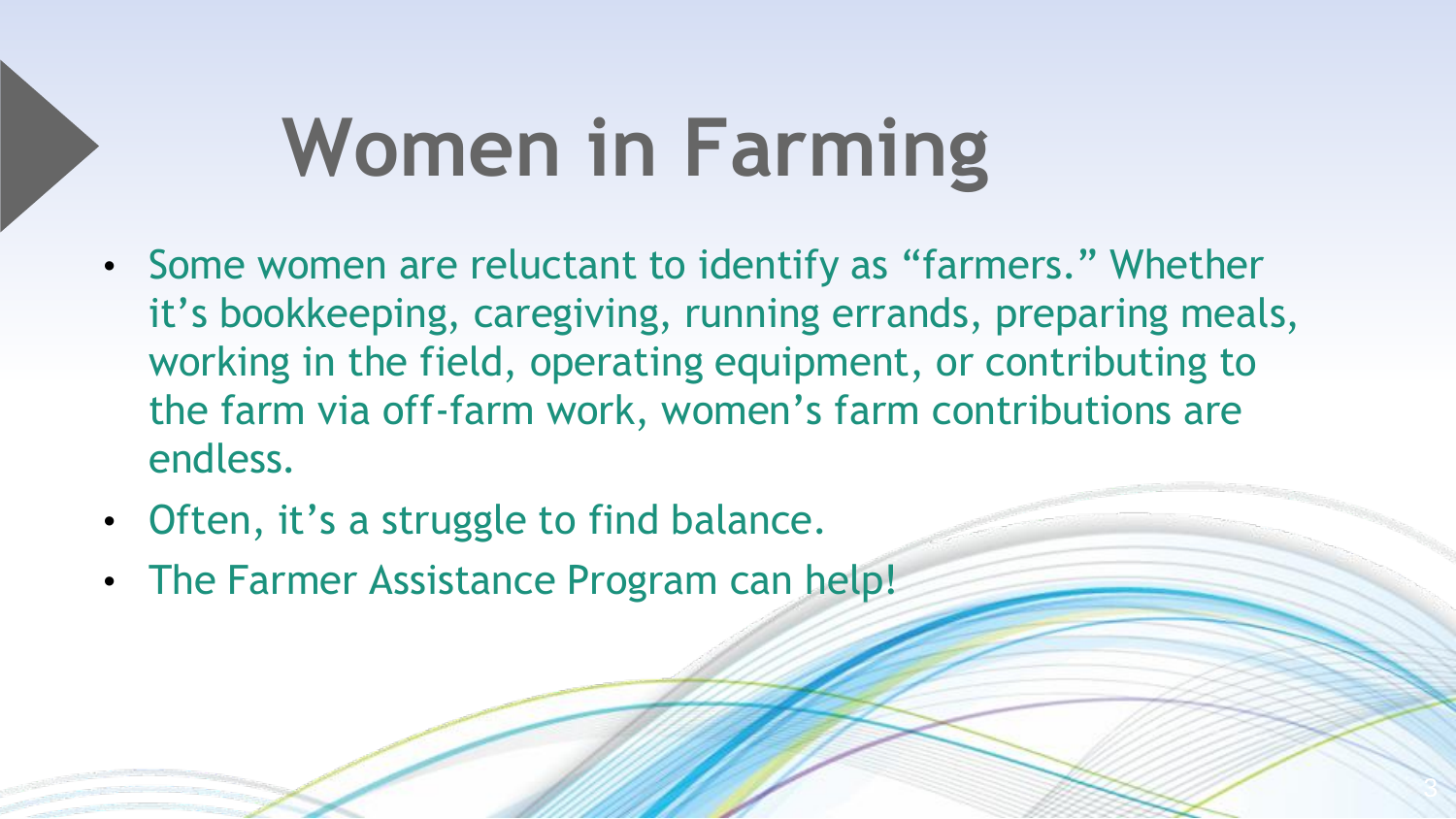# Women in Farming

- Some women are reluctant to identify as "farmers." Whether it's bookkeeping, caregiving, running errands, preparing meals, working in the field, operating equipment, or contributing to the farm via off-farm work, women's farm contributions are endless.
- Often, it's a struggle to find balance.
- The Farmer Assistance Program can help!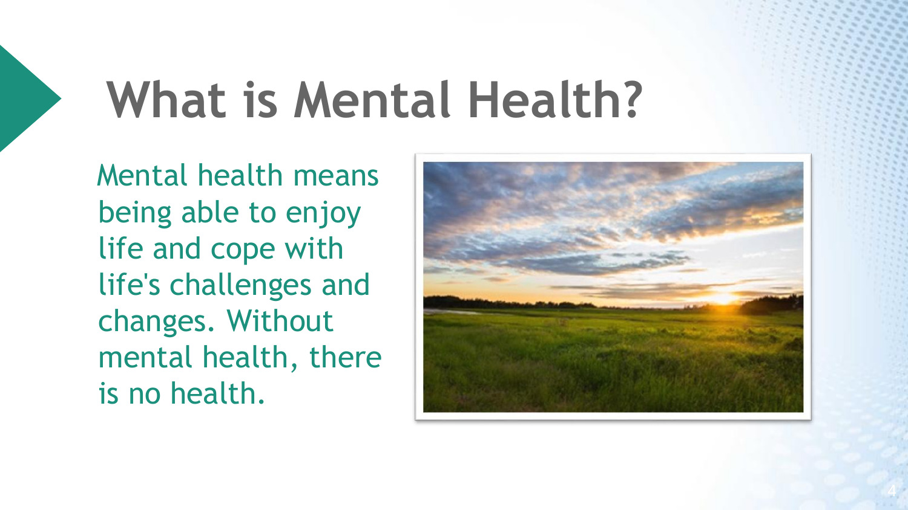# What is Mental Health?

Mental health means being able to enjoy life and cope with life's challenges and changes. Without mental health, there is no health.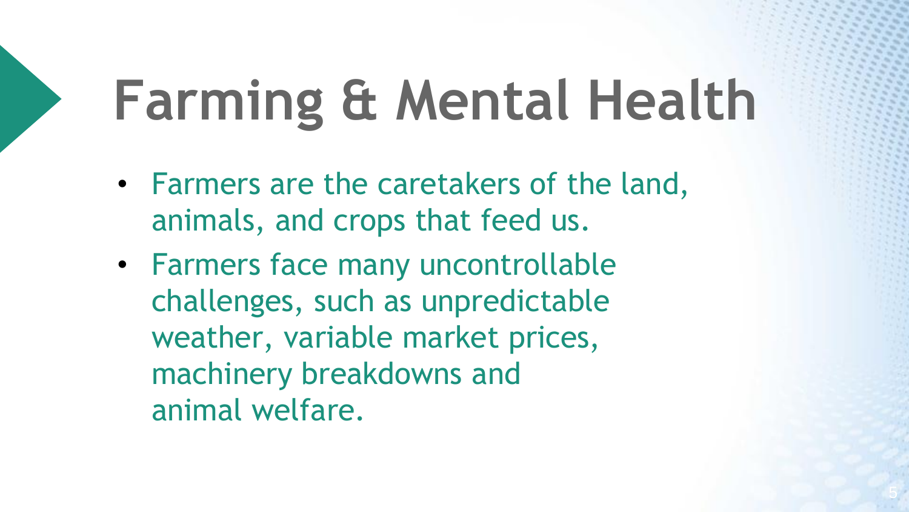# Farming & Mental Health

- Farmers are the caretakers of the land, animals, and crops that feed us.
- Farmers face many uncontrollable challenges, such as unpredictable weather, variable market prices, machinery breakdowns and animal welfare.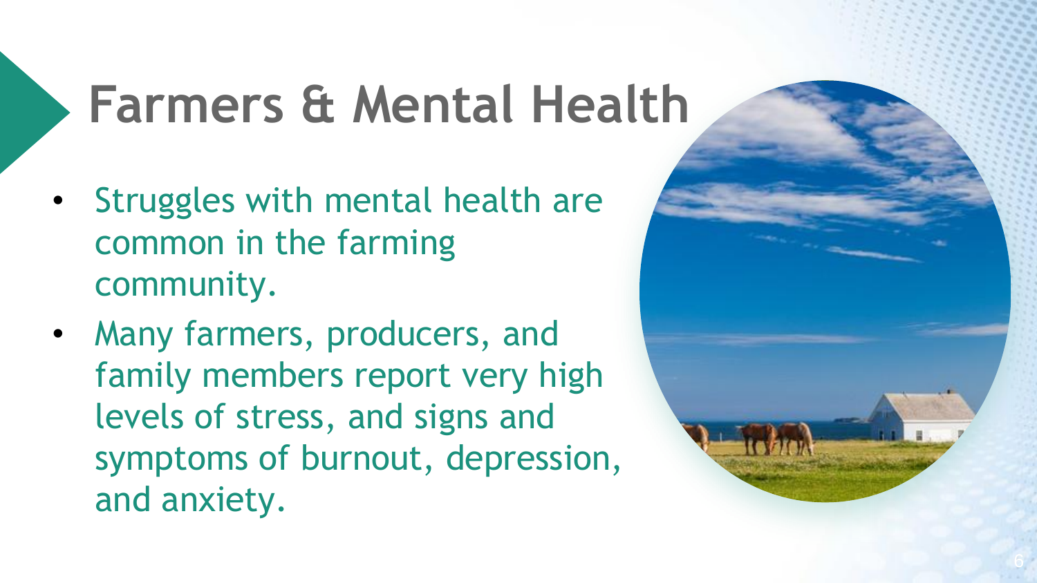# Farmers & Mental Health

- Struggles with mental health are common in the farming community.
- Many farmers, producers, and family members report very high levels of stress, and signs and symptoms of burnout, depression, and anxiety.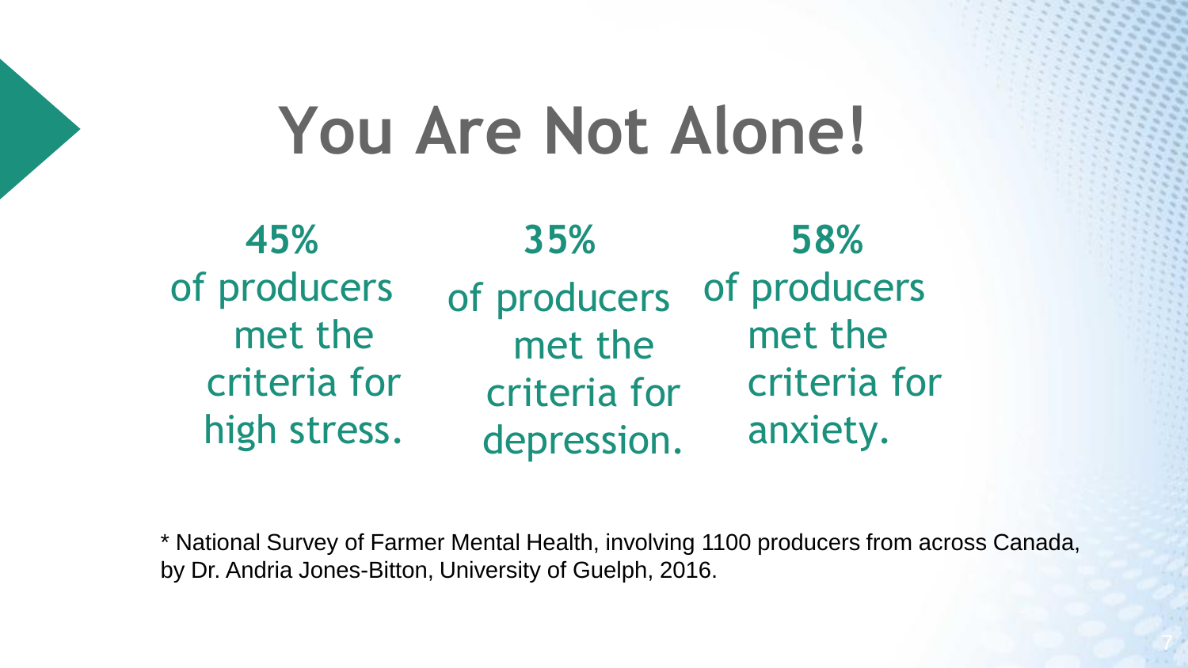# You Are Not Alone!

**45%**
of producers met the criteria for high stress.

**35%**
of producers met the criteria for depression.

**58%**
of producers met the criteria for anxiety.

* National Survey of Farmer Mental Health, involving 1100 producers from across Canada, by Dr. Andria Jones-Bitton, University of Guelph, 2016.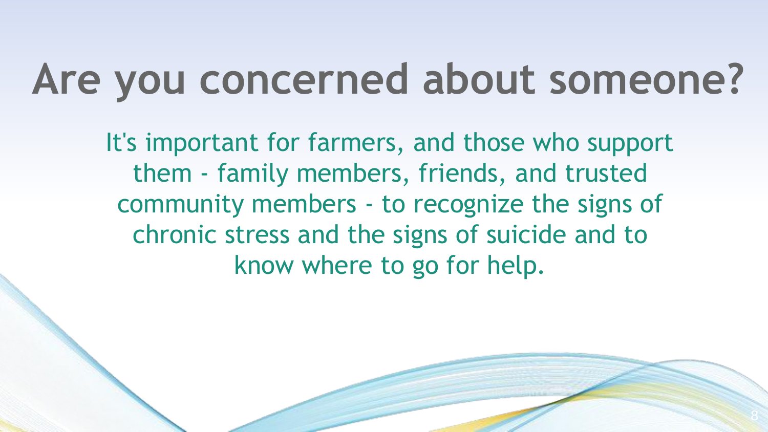# Are you concerned about someone?

It's important for farmers, and those who support them - family members, friends, and trusted community members - to recognize the signs of chronic stress and the signs of suicide and to know where to go for help.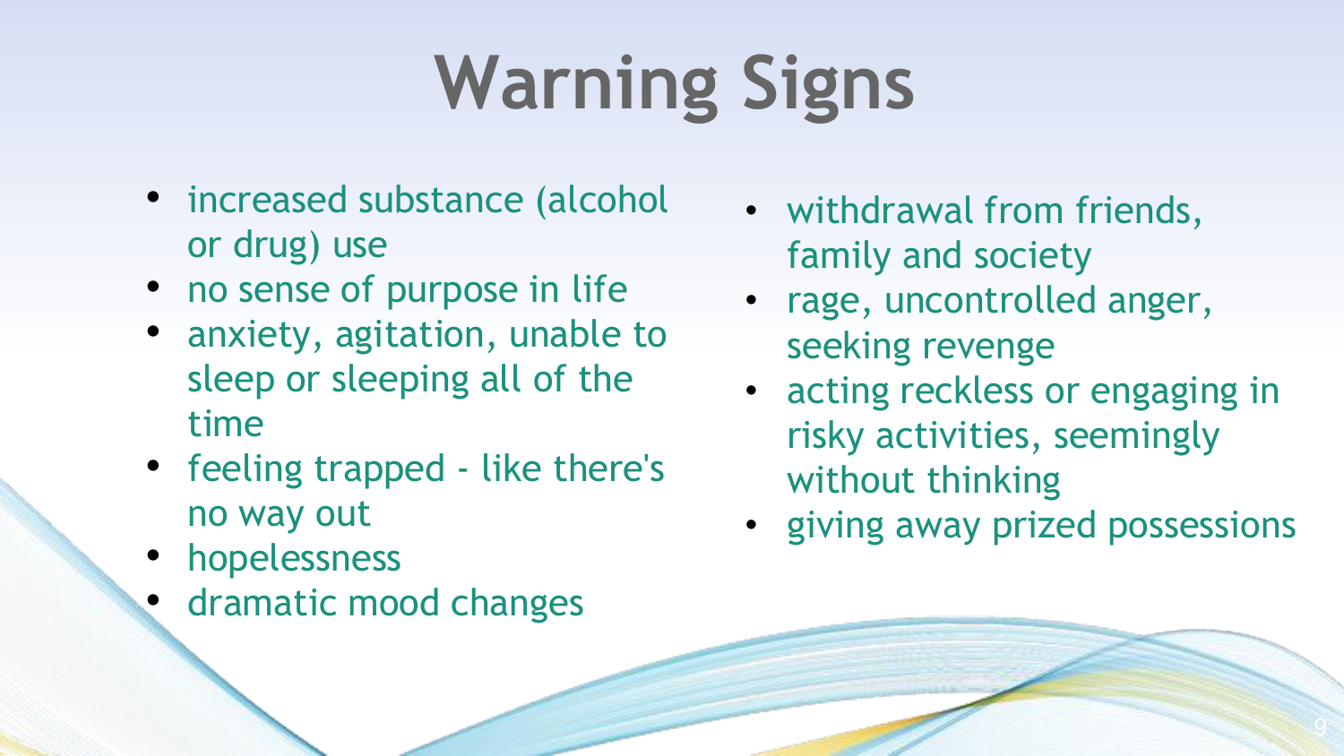# Warning Signs

- increased substance (alcohol or drug) use
- no sense of purpose in life
- anxiety, agitation, unable to sleep or sleeping all of the time
- feeling trapped - like there's no way out
- hopelessness
- dramatic mood changes
- withdrawal from friends, family and society
- rage, uncontrolled anger, seeking revenge
- acting reckless or engaging in risky activities, seemingly without thinking
- giving away prized possessions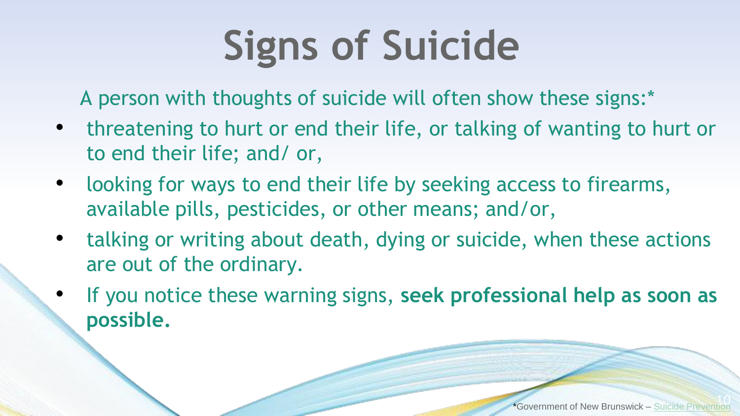# Signs of Suicide

A person with thoughts of suicide will often show these signs:*

- threatening to hurt or end their life, or talking of wanting to hurt or to end their life; and/ or,
- looking for ways to end their life by seeking access to firearms, available pills, pesticides, or other means; and/or,
- talking or writing about death, dying or suicide, when these actions are out of the ordinary.
- If you notice these warning signs, **seek professional help as soon as possible.**

*Government of New Brunswick – Suicide Prevention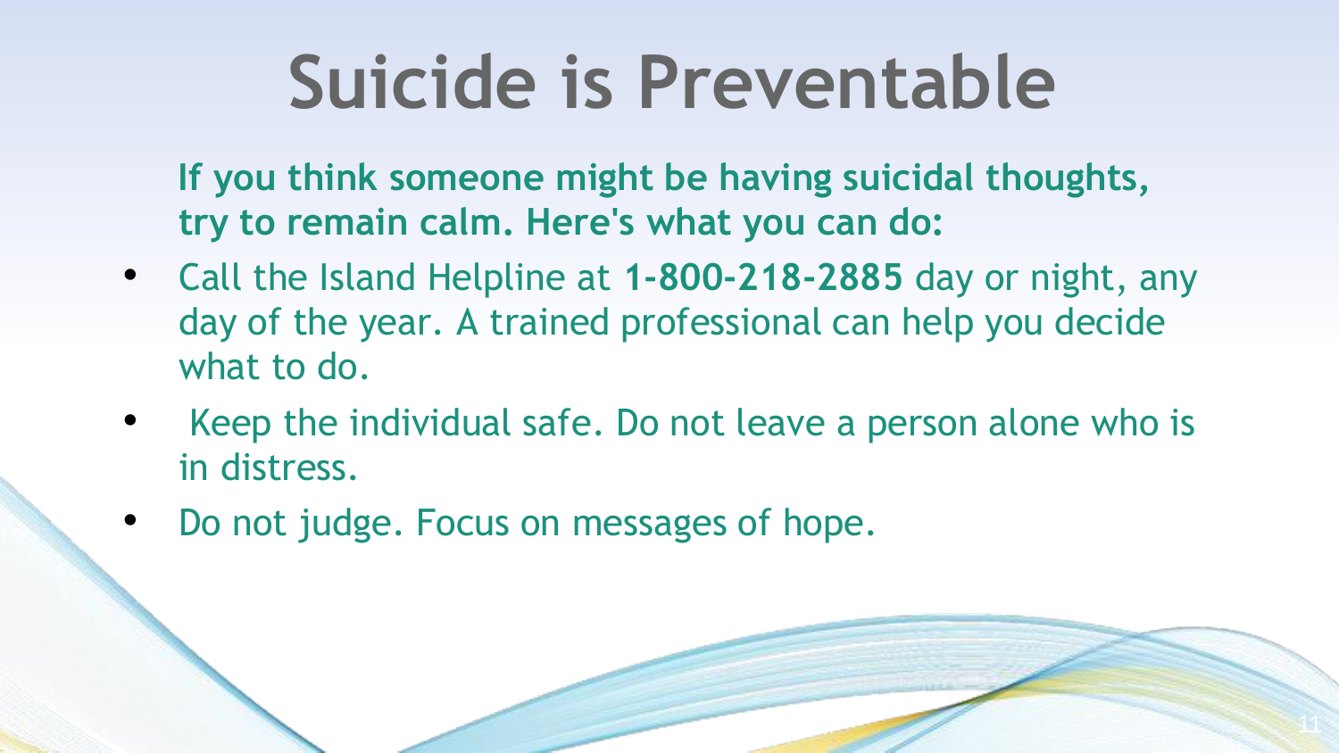# Suicide is Preventable

**If you think someone might be having suicidal thoughts, try to remain calm. Here's what you can do:**

- Call the Island Helpline at **1-800-218-2885** day or night, any day of the year. A trained professional can help you decide what to do.
- Keep the individual safe. Do not leave a person alone who is in distress.
- Do not judge. Focus on messages of hope.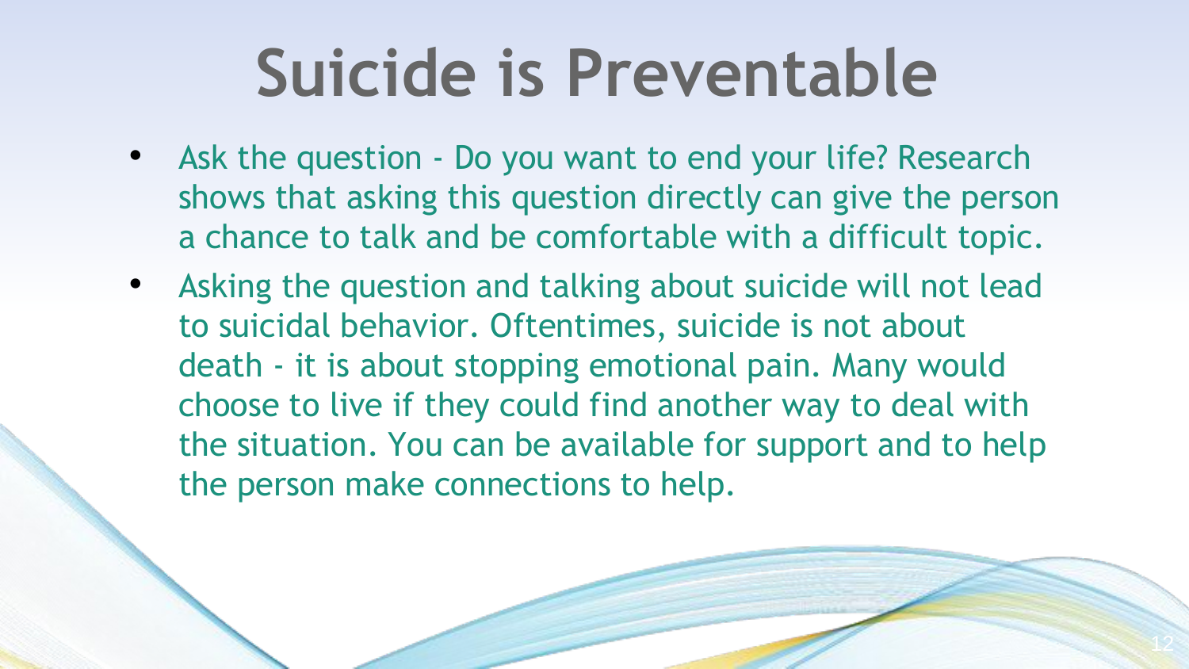# Suicide is Preventable

- Ask the question - Do you want to end your life? Research shows that asking this question directly can give the person a chance to talk and be comfortable with a difficult topic.
- Asking the question and talking about suicide will not lead to suicidal behavior. Oftentimes, suicide is not about death - it is about stopping emotional pain. Many would choose to live if they could find another way to deal with the situation. You can be available for support and to help the person make connections to help.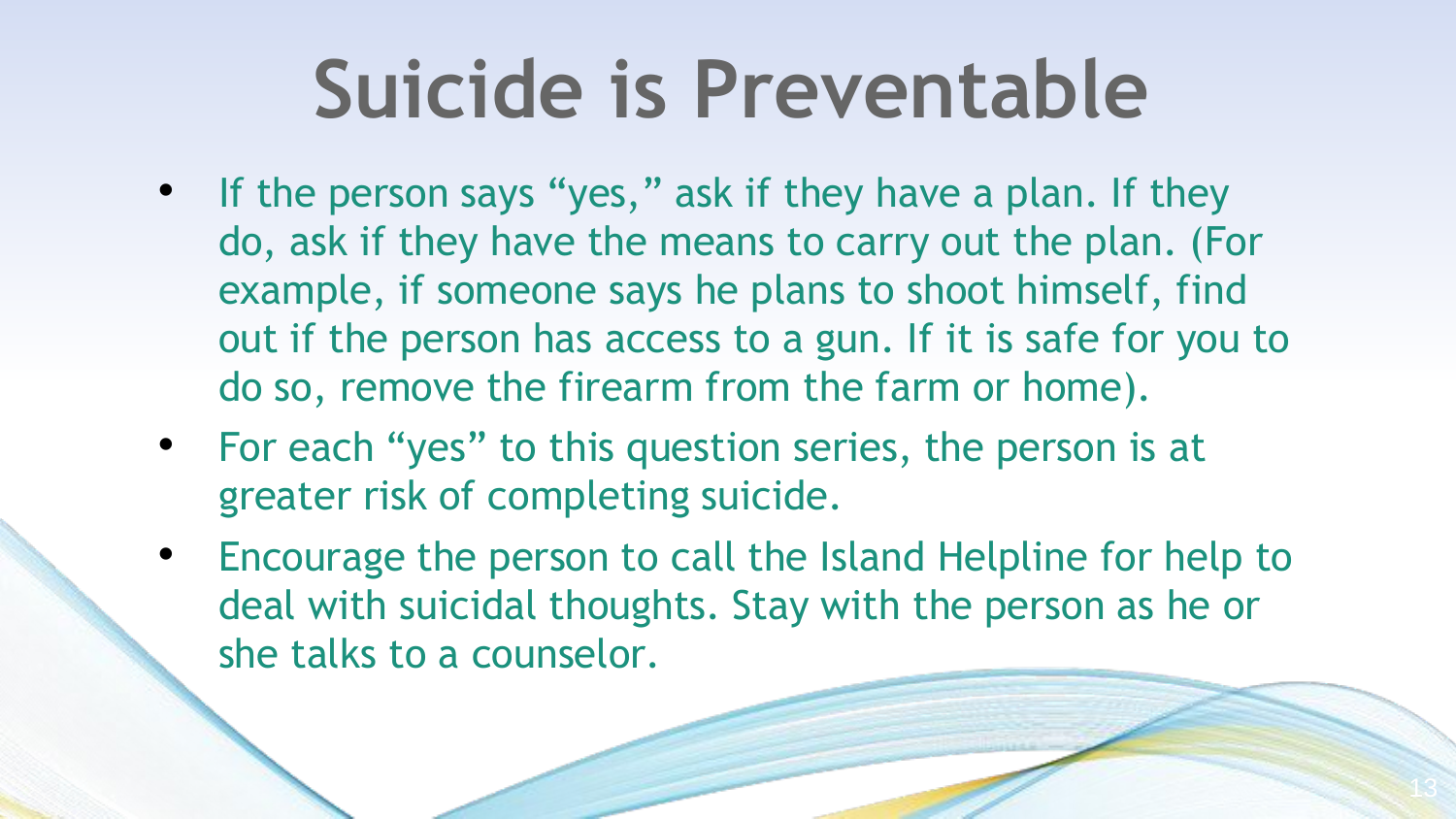# Suicide is Preventable

- If the person says "yes," ask if they have a plan. If they do, ask if they have the means to carry out the plan. (For example, if someone says he plans to shoot himself, find out if the person has access to a gun. If it is safe for you to do so, remove the firearm from the farm or home).
- For each "yes" to this question series, the person is at greater risk of completing suicide.
- Encourage the person to call the Island Helpline for help to deal with suicidal thoughts. Stay with the person as he or she talks to a counselor.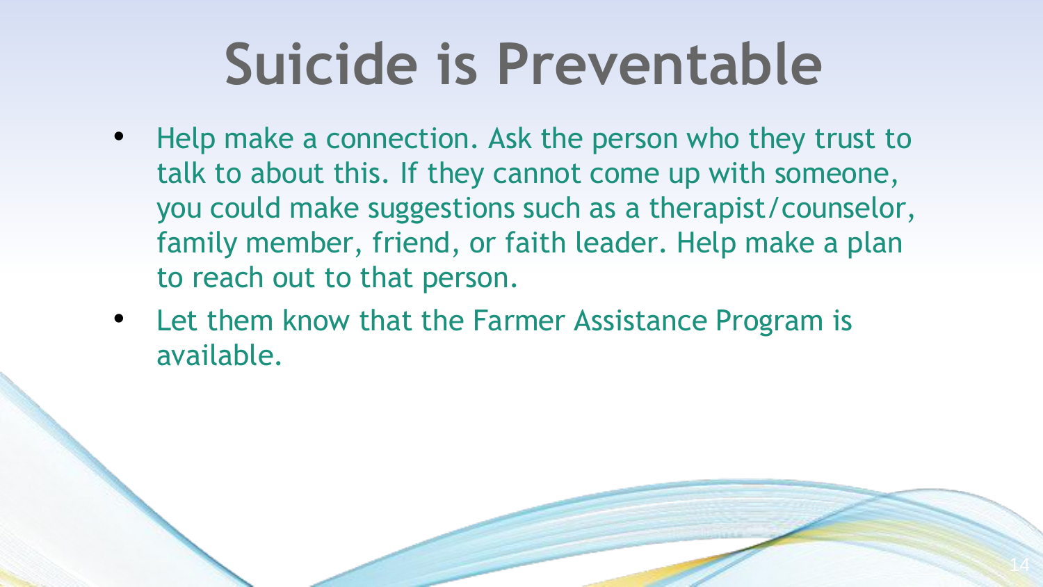# Suicide is Preventable

- Help make a connection. Ask the person who they trust to talk to about this. If they cannot come up with someone, you could make suggestions such as a therapist/counselor, family member, friend, or faith leader. Help make a plan to reach out to that person.
- Let them know that the Farmer Assistance Program is available.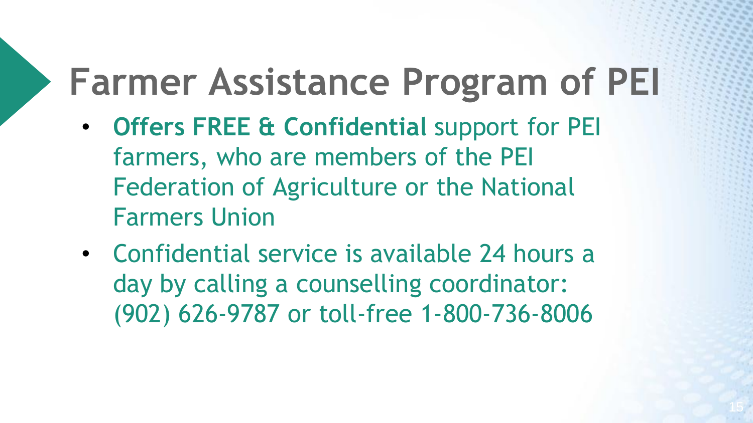# Farmer Assistance Program of PEI

- **Offers FREE & Confidential** support for PEI farmers, who are members of the PEI Federation of Agriculture or the National Farmers Union
- Confidential service is available 24 hours a day by calling a counselling coordinator: (902) 626-9787 or toll-free 1-800-736-8006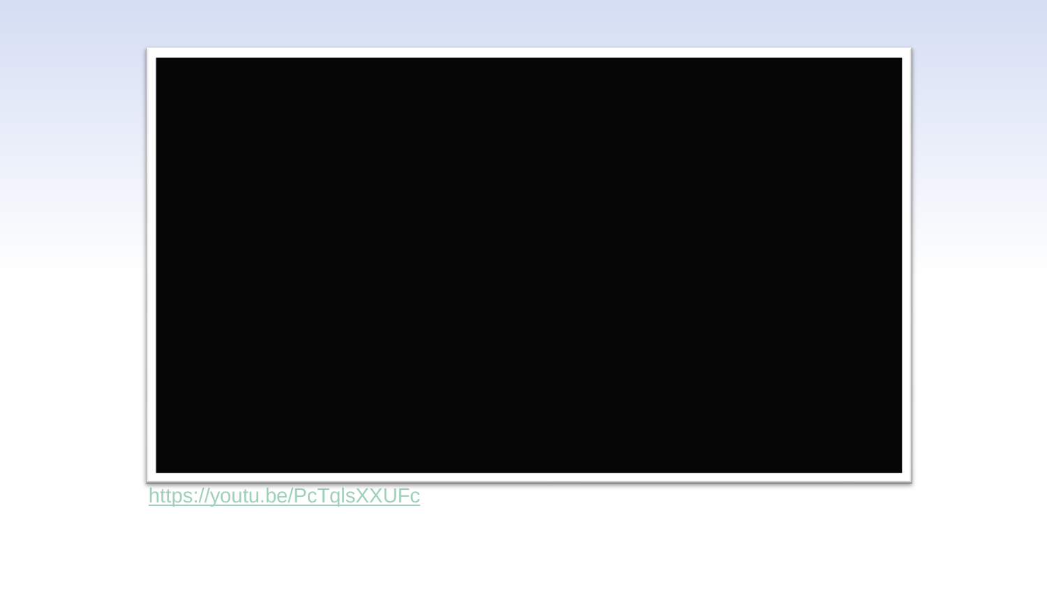https://youtu.be/PcTqlsXXUFc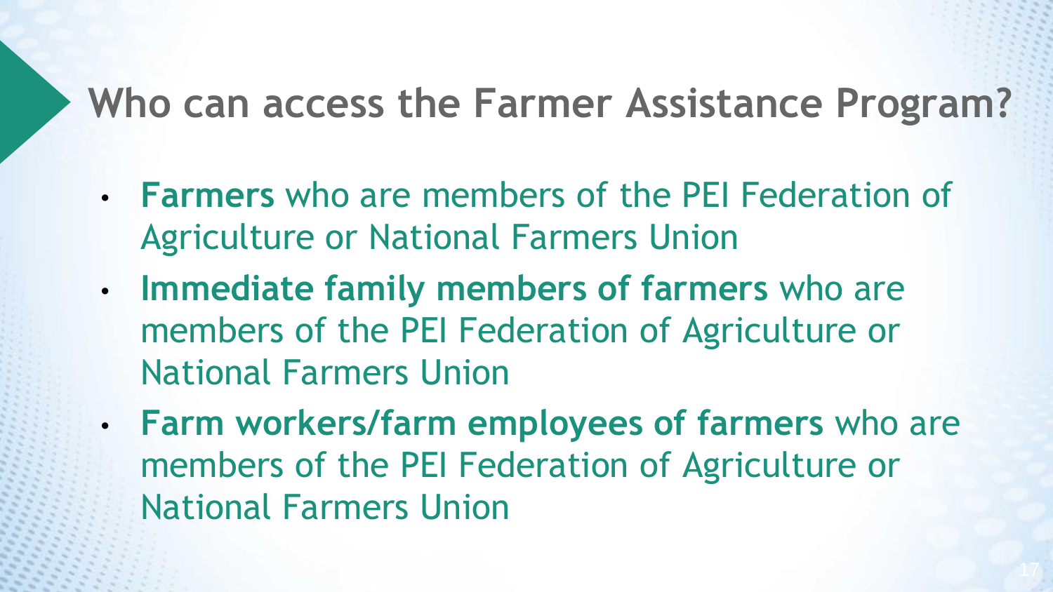## Who can access the Farmer Assistance Program?

- **Farmers** who are members of the PEI Federation of Agriculture or National Farmers Union
- **Immediate family members of farmers** who are members of the PEI Federation of Agriculture or National Farmers Union
- **Farm workers/farm employees of farmers** who are members of the PEI Federation of Agriculture or National Farmers Union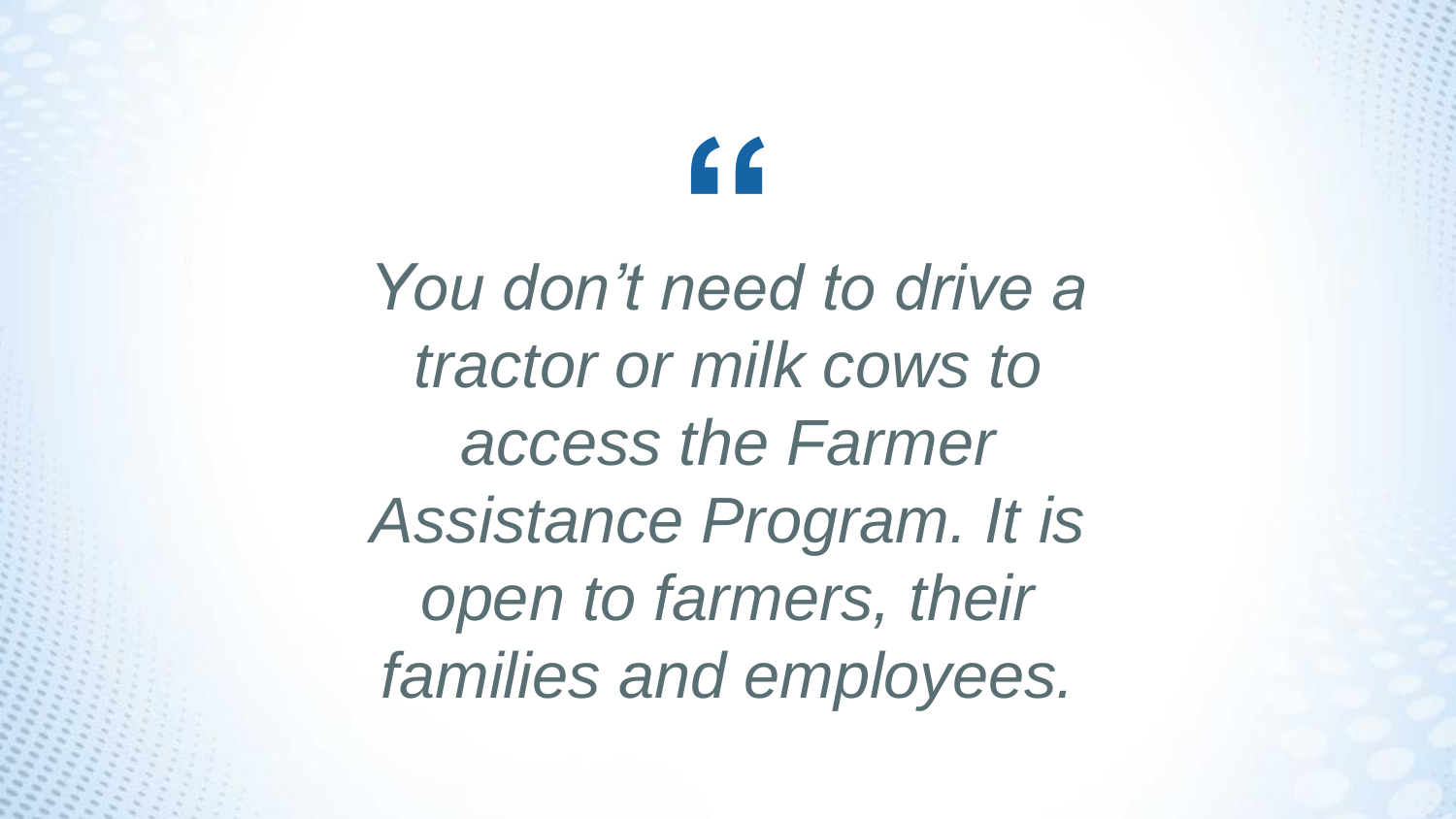"

*You don't need to drive a tractor or milk cows to access the Farmer Assistance Program. It is open to farmers, their families and employees.*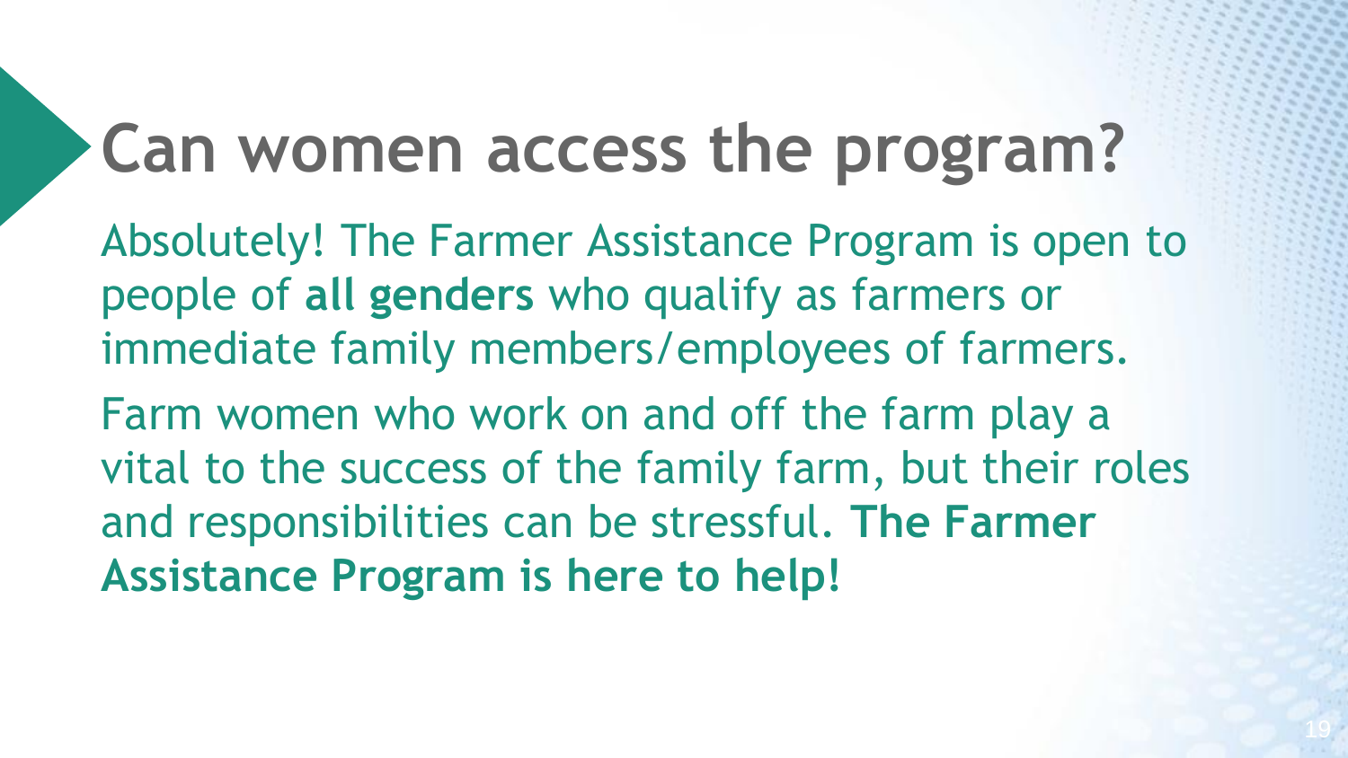# Can women access the program?

Absolutely! The Farmer Assistance Program is open to people of **all genders** who qualify as farmers or immediate family members/employees of farmers.

Farm women who work on and off the farm play a vital to the success of the family farm, but their roles and responsibilities can be stressful. **The Farmer Assistance Program is here to help!**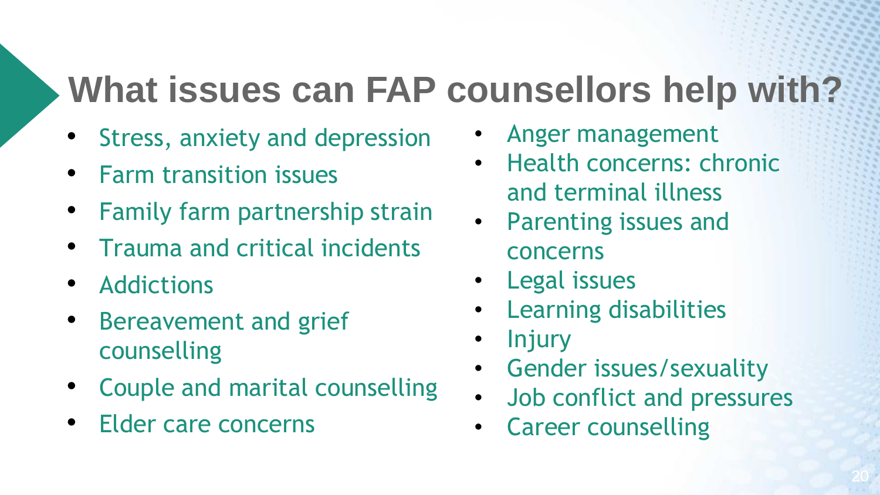# What issues can FAP counsellors help with?

- Stress, anxiety and depression
- Farm transition issues
- Family farm partnership strain
- Trauma and critical incidents
- Addictions
- Bereavement and grief counselling
- Couple and marital counselling
- Elder care concerns
- Anger management
- Health concerns: chronic and terminal illness
- Parenting issues and concerns
- Legal issues
- Learning disabilities
- Injury
- Gender issues/sexuality
- Job conflict and pressures
- Career counselling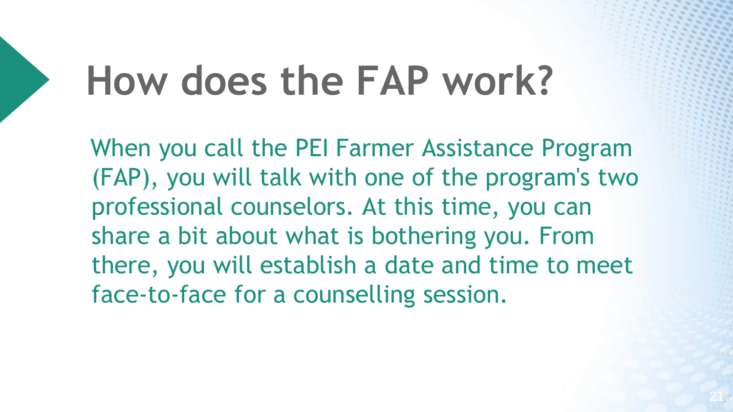# How does the FAP work?

When you call the PEI Farmer Assistance Program (FAP), you will talk with one of the program's two professional counselors. At this time, you can share a bit about what is bothering you. From there, you will establish a date and time to meet face-to-face for a counselling session.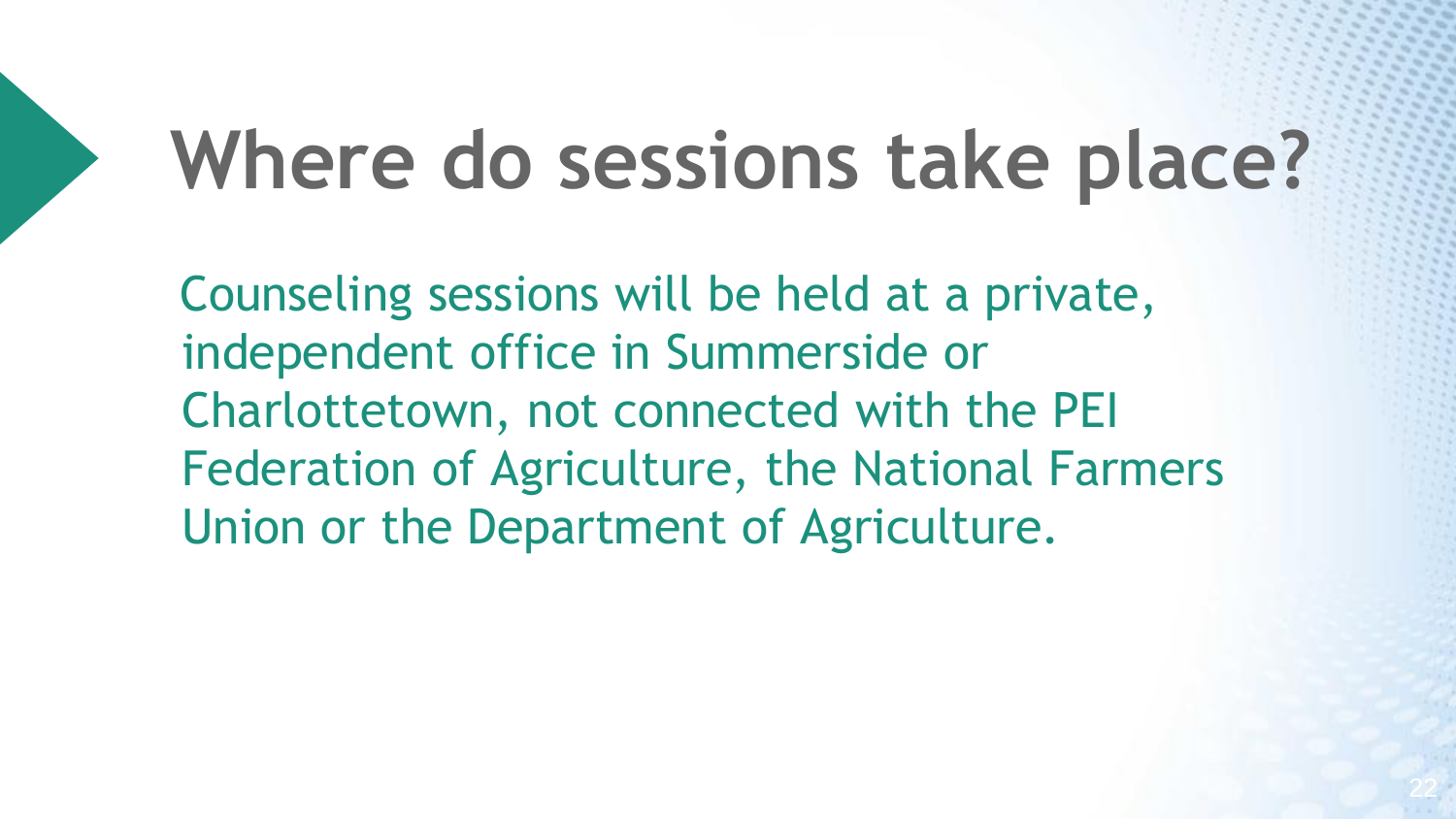# Where do sessions take place?

Counseling sessions will be held at a private, independent office in Summerside or Charlottetown, not connected with the PEI Federation of Agriculture, the National Farmers Union or the Department of Agriculture.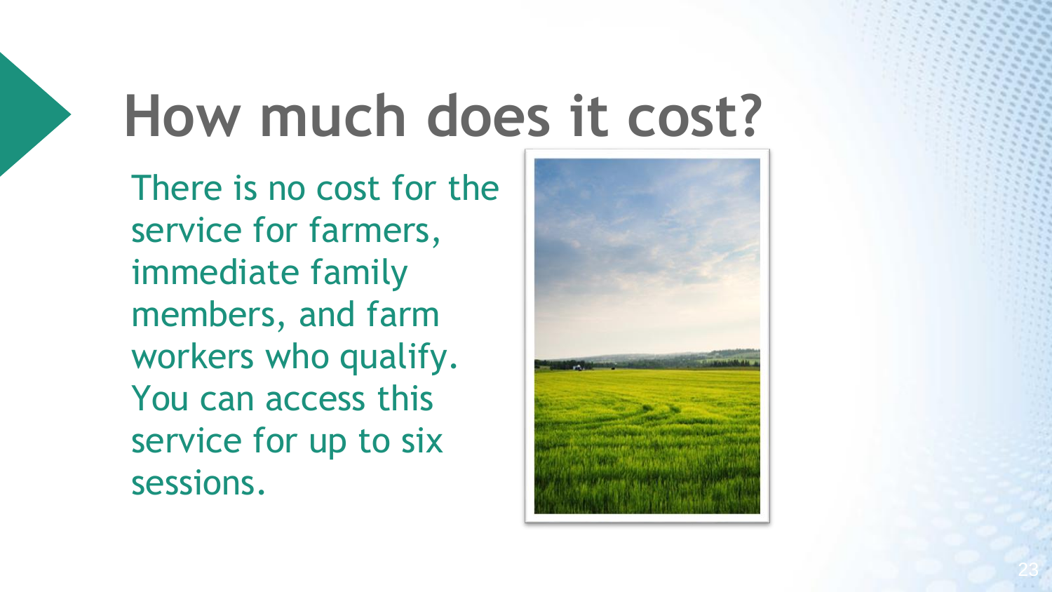# How much does it cost?

There is no cost for the service for farmers, immediate family members, and farm workers who qualify. You can access this service for up to six sessions.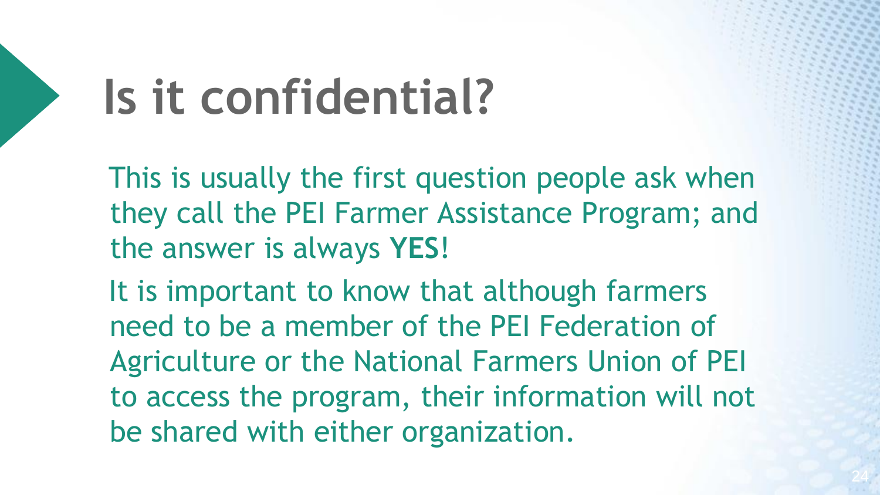# Is it confidential?

This is usually the first question people ask when they call the PEI Farmer Assistance Program; and the answer is always **YES**!

It is important to know that although farmers need to be a member of the PEI Federation of Agriculture or the National Farmers Union of PEI to access the program, their information will not be shared with either organization.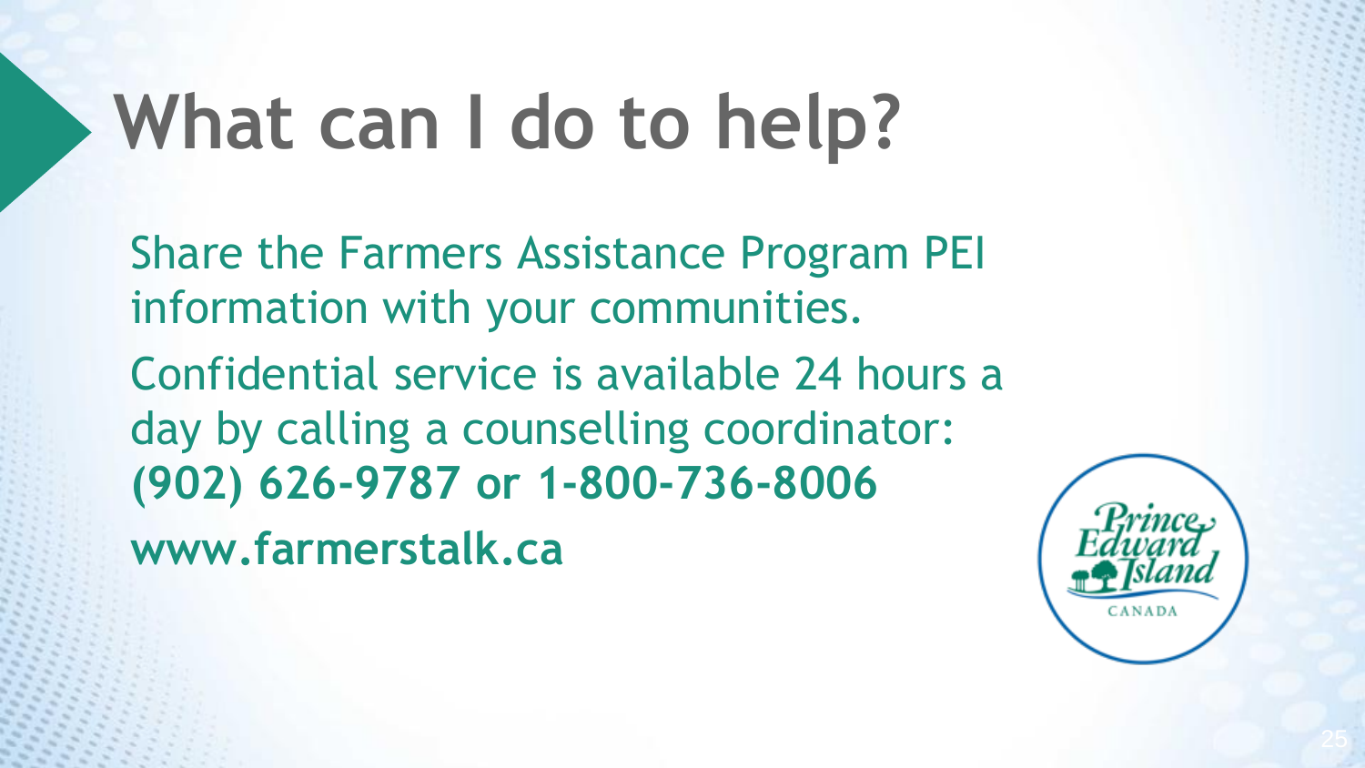# What can I do to help?

Share the Farmers Assistance Program PEI information with your communities.

Confidential service is available 24 hours a day by calling a counselling coordinator:
**(902) 626-9787 or 1-800-736-8006**

**www.farmerstalk.ca**